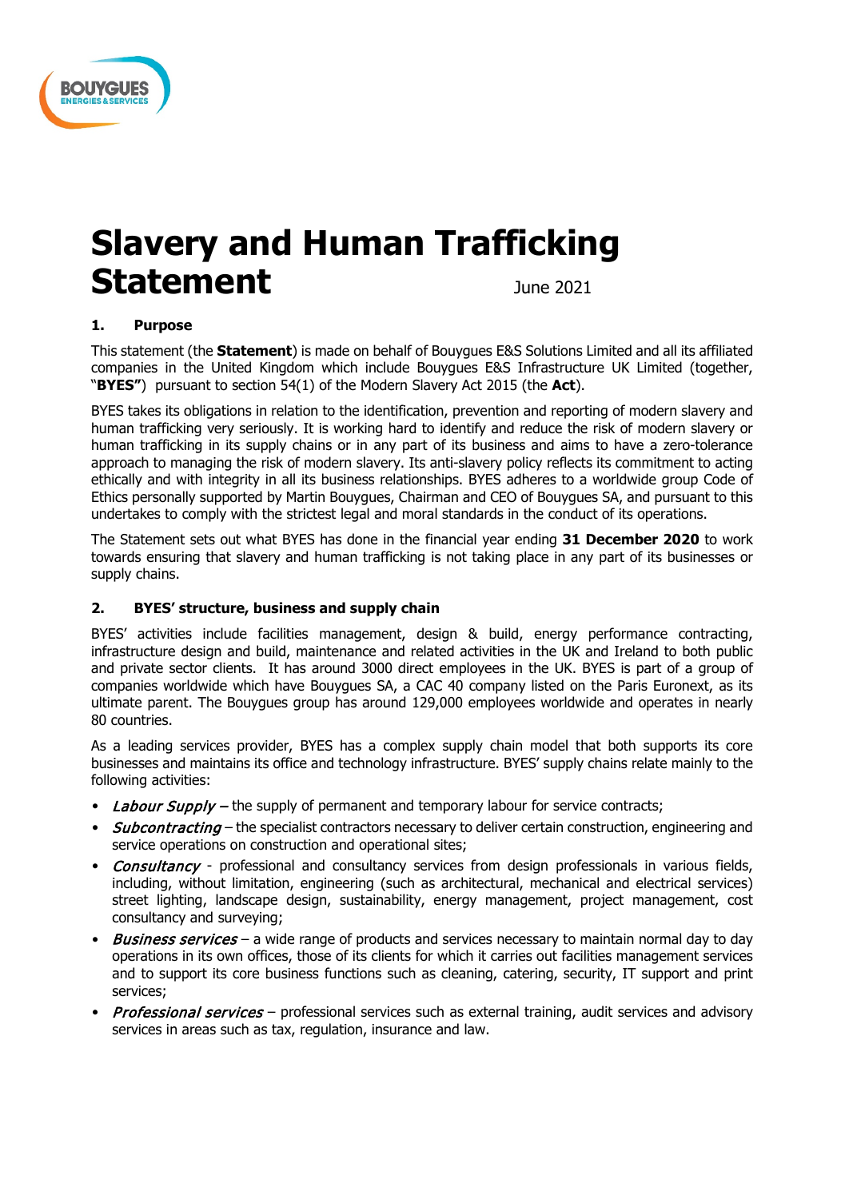# Slavery and Human Trafficking Statement

June 2021

## 1. Purpose

This statement (the **Statement**) is made on behalf of Bouygues E&S Solutions Limited and all its affiliated companies in the United Kingdom which include Bouygues E&S Infrastructure UK Limited (together, "**BYES"**) pursuant to section 54(1) of the Modern Slavery Act 2015 (the **Act**).

BYES takes its obligations in relation to the identification, prevention and reporting of modern slavery and human trafficking very seriously. It is working hard to identify and reduce the risk of modern slavery or human trafficking in its supply chains or in any part of its business and aims to have a zero-tolerance approach to managing the risk of modern slavery. Its anti-slavery policy reflects its commitment to acting ethically and with integrity in all its business relationships. BYES adheres to a worldwide group Code of Ethics personally supported by Martin Bouygues, Chairman and CEO of Bouygues SA, and pursuant to this undertakes to comply with the strictest legal and moral standards in the conduct of its operations.

The Statement sets out what BYES has done in the financial year ending **31 December 2020** to work towards ensuring that slavery and human trafficking is not taking place in any part of its businesses or supply chains.

## 2. BYES' structure, business and supply chain

BYES' activities include facilities management, design & build, energy performance contracting, infrastructure design and build, maintenance and related activities in the UK and Ireland to both public and private sector clients. It has around 3000 direct employees in the UK. BYES is part of a group of companies worldwide which have Bouygues SA, a CAC 40 company listed on the Paris Euronext, as its ultimate parent. The Bouygues group has around 129,000 employees worldwide and operates in nearly 80 countries.

As a leading services provider, BYES has a complex supply chain model that both supports its core businesses and maintains its office and technology infrastructure. BYES' supply chains relate mainly to the following activities:

- ***Labour Supply*** – the supply of permanent and temporary labour for service contracts;
- ***Subcontracting*** – the specialist contractors necessary to deliver certain construction, engineering and service operations on construction and operational sites;
- ***Consultancy*** - professional and consultancy services from design professionals in various fields, including, without limitation, engineering (such as architectural, mechanical and electrical services) street lighting, landscape design, sustainability, energy management, project management, cost consultancy and surveying;
- ***Business services*** – a wide range of products and services necessary to maintain normal day to day operations in its own offices, those of its clients for which it carries out facilities management services and to support its core business functions such as cleaning, catering, security, IT support and print services;
- ***Professional services*** – professional services such as external training, audit services and advisory services in areas such as tax, regulation, insurance and law.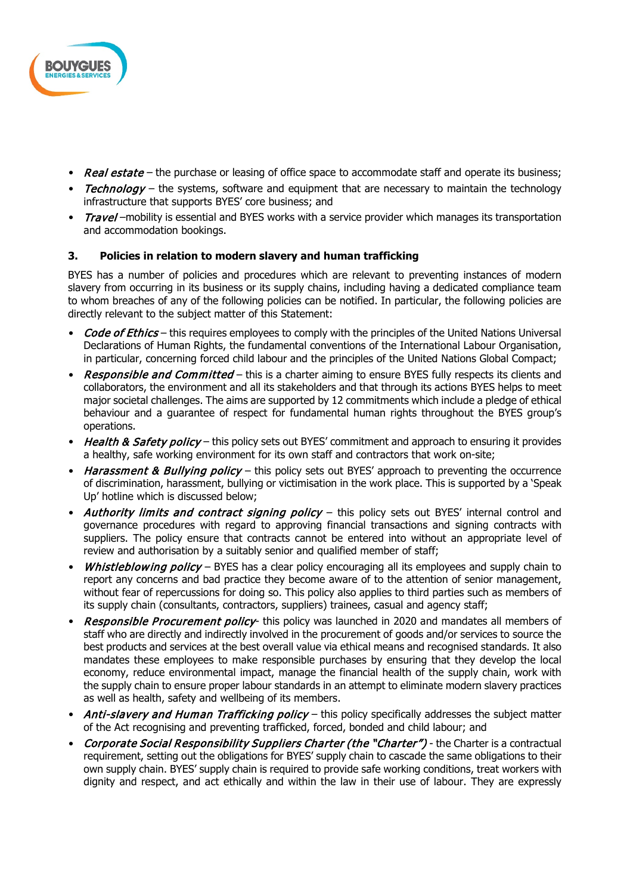- *Real estate* – the purchase or leasing of office space to accommodate staff and operate its business;
- *Technology* – the systems, software and equipment that are necessary to maintain the technology infrastructure that supports BYES' core business; and
- *Travel* –mobility is essential and BYES works with a service provider which manages its transportation and accommodation bookings.

## 3. Policies in relation to modern slavery and human trafficking

BYES has a number of policies and procedures which are relevant to preventing instances of modern slavery from occurring in its business or its supply chains, including having a dedicated compliance team to whom breaches of any of the following policies can be notified. In particular, the following policies are directly relevant to the subject matter of this Statement:

- *Code of Ethics* – this requires employees to comply with the principles of the United Nations Universal Declarations of Human Rights, the fundamental conventions of the International Labour Organisation, in particular, concerning forced child labour and the principles of the United Nations Global Compact;
- *Responsible and Committed* – this is a charter aiming to ensure BYES fully respects its clients and collaborators, the environment and all its stakeholders and that through its actions BYES helps to meet major societal challenges. The aims are supported by 12 commitments which include a pledge of ethical behaviour and a guarantee of respect for fundamental human rights throughout the BYES group's operations.
- *Health & Safety policy* – this policy sets out BYES' commitment and approach to ensuring it provides a healthy, safe working environment for its own staff and contractors that work on-site;
- *Harassment & Bullying policy* – this policy sets out BYES' approach to preventing the occurrence of discrimination, harassment, bullying or victimisation in the work place. This is supported by a 'Speak Up' hotline which is discussed below;
- *Authority limits and contract signing policy* – this policy sets out BYES' internal control and governance procedures with regard to approving financial transactions and signing contracts with suppliers. The policy ensure that contracts cannot be entered into without an appropriate level of review and authorisation by a suitably senior and qualified member of staff;
- *Whistleblowing policy* – BYES has a clear policy encouraging all its employees and supply chain to report any concerns and bad practice they become aware of to the attention of senior management, without fear of repercussions for doing so. This policy also applies to third parties such as members of its supply chain (consultants, contractors, suppliers) trainees, casual and agency staff;
- *Responsible Procurement policy*- this policy was launched in 2020 and mandates all members of staff who are directly and indirectly involved in the procurement of goods and/or services to source the best products and services at the best overall value via ethical means and recognised standards. It also mandates these employees to make responsible purchases by ensuring that they develop the local economy, reduce environmental impact, manage the financial health of the supply chain, work with the supply chain to ensure proper labour standards in an attempt to eliminate modern slavery practices as well as health, safety and wellbeing of its members.
- *Anti-slavery and Human Trafficking policy* – this policy specifically addresses the subject matter of the Act recognising and preventing trafficked, forced, bonded and child labour; and
- *Corporate Social Responsibility Suppliers Charter (the "Charter")* - the Charter is a contractual requirement, setting out the obligations for BYES' supply chain to cascade the same obligations to their own supply chain. BYES' supply chain is required to provide safe working conditions, treat workers with dignity and respect, and act ethically and within the law in their use of labour. They are expressly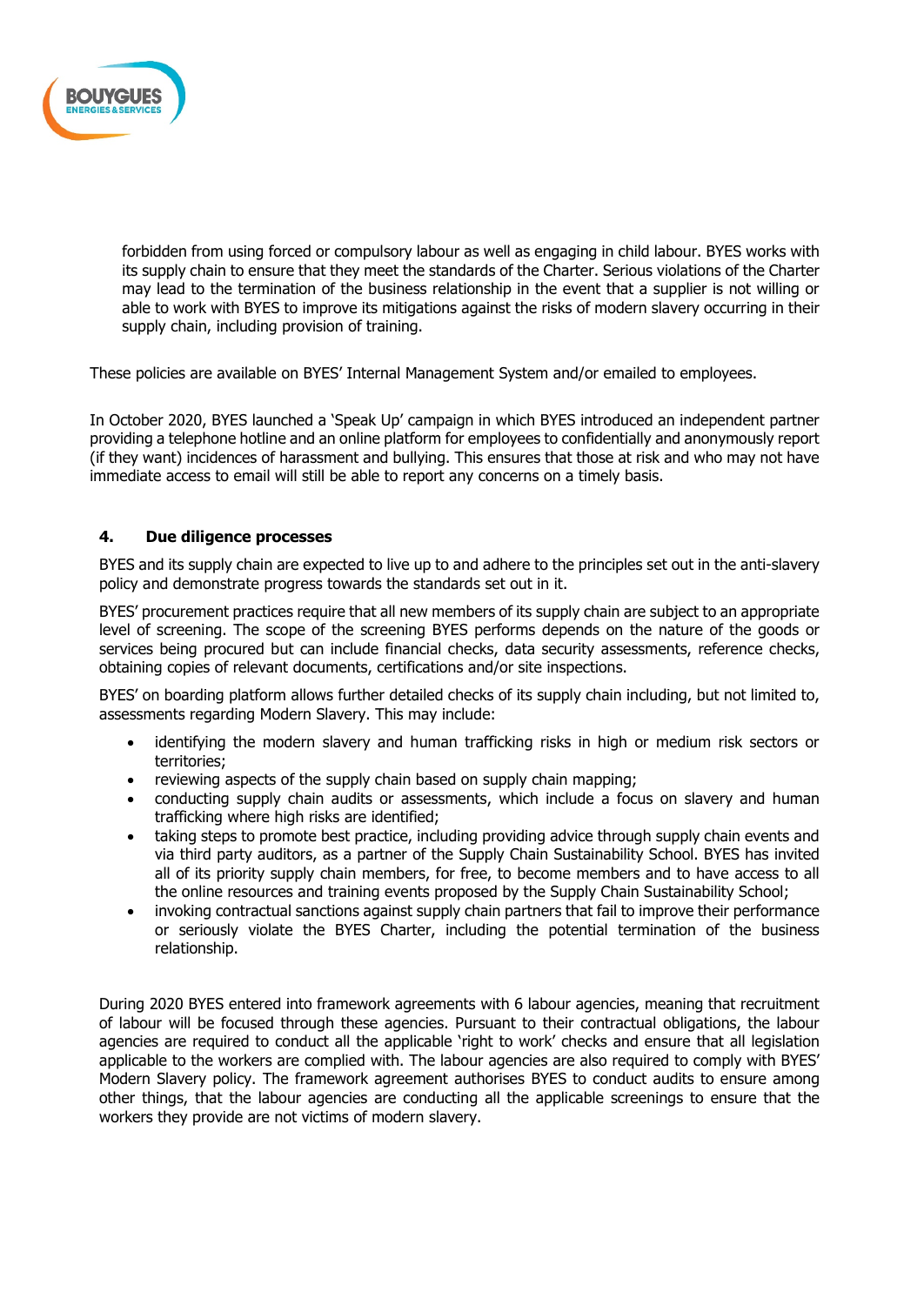forbidden from using forced or compulsory labour as well as engaging in child labour. BYES works with its supply chain to ensure that they meet the standards of the Charter. Serious violations of the Charter may lead to the termination of the business relationship in the event that a supplier is not willing or able to work with BYES to improve its mitigations against the risks of modern slavery occurring in their supply chain, including provision of training.

These policies are available on BYES' Internal Management System and/or emailed to employees.

In October 2020, BYES launched a 'Speak Up' campaign in which BYES introduced an independent partner providing a telephone hotline and an online platform for employees to confidentially and anonymously report (if they want) incidences of harassment and bullying. This ensures that those at risk and who may not have immediate access to email will still be able to report any concerns on a timely basis.

## 4. Due diligence processes

BYES and its supply chain are expected to live up to and adhere to the principles set out in the anti-slavery policy and demonstrate progress towards the standards set out in it.

BYES' procurement practices require that all new members of its supply chain are subject to an appropriate level of screening. The scope of the screening BYES performs depends on the nature of the goods or services being procured but can include financial checks, data security assessments, reference checks, obtaining copies of relevant documents, certifications and/or site inspections.

BYES' on boarding platform allows further detailed checks of its supply chain including, but not limited to, assessments regarding Modern Slavery. This may include:

- identifying the modern slavery and human trafficking risks in high or medium risk sectors or territories;
- reviewing aspects of the supply chain based on supply chain mapping;
- conducting supply chain audits or assessments, which include a focus on slavery and human trafficking where high risks are identified;
- taking steps to promote best practice, including providing advice through supply chain events and via third party auditors, as a partner of the Supply Chain Sustainability School. BYES has invited all of its priority supply chain members, for free, to become members and to have access to all the online resources and training events proposed by the Supply Chain Sustainability School;
- invoking contractual sanctions against supply chain partners that fail to improve their performance or seriously violate the BYES Charter, including the potential termination of the business relationship.

During 2020 BYES entered into framework agreements with 6 labour agencies, meaning that recruitment of labour will be focused through these agencies. Pursuant to their contractual obligations, the labour agencies are required to conduct all the applicable 'right to work' checks and ensure that all legislation applicable to the workers are complied with. The labour agencies are also required to comply with BYES' Modern Slavery policy. The framework agreement authorises BYES to conduct audits to ensure among other things, that the labour agencies are conducting all the applicable screenings to ensure that the workers they provide are not victims of modern slavery.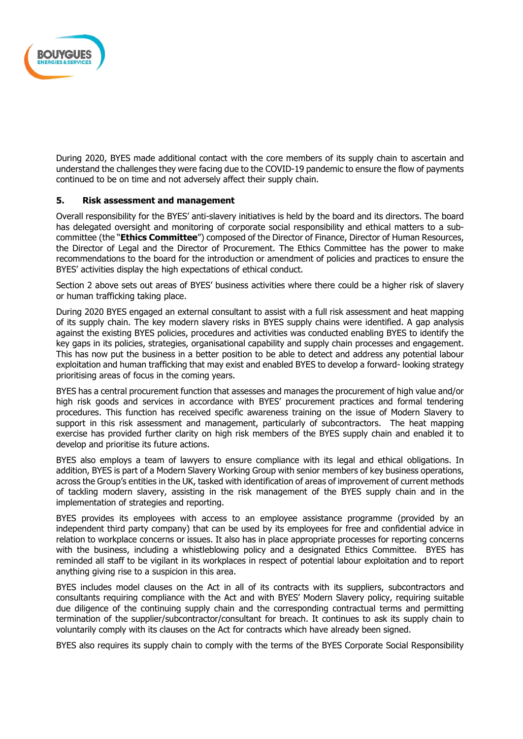During 2020, BYES made additional contact with the core members of its supply chain to ascertain and understand the challenges they were facing due to the COVID-19 pandemic to ensure the flow of payments continued to be on time and not adversely affect their supply chain.

## 5. Risk assessment and management

Overall responsibility for the BYES' anti-slavery initiatives is held by the board and its directors. The board has delegated oversight and monitoring of corporate social responsibility and ethical matters to a sub-committee (the "**Ethics Committee**") composed of the Director of Finance, Director of Human Resources, the Director of Legal and the Director of Procurement. The Ethics Committee has the power to make recommendations to the board for the introduction or amendment of policies and practices to ensure the BYES' activities display the high expectations of ethical conduct.

Section 2 above sets out areas of BYES' business activities where there could be a higher risk of slavery or human trafficking taking place.

During 2020 BYES engaged an external consultant to assist with a full risk assessment and heat mapping of its supply chain. The key modern slavery risks in BYES supply chains were identified. A gap analysis against the existing BYES policies, procedures and activities was conducted enabling BYES to identify the key gaps in its policies, strategies, organisational capability and supply chain processes and engagement. This has now put the business in a better position to be able to detect and address any potential labour exploitation and human trafficking that may exist and enabled BYES to develop a forward- looking strategy prioritising areas of focus in the coming years.

BYES has a central procurement function that assesses and manages the procurement of high value and/or high risk goods and services in accordance with BYES' procurement practices and formal tendering procedures. This function has received specific awareness training on the issue of Modern Slavery to support in this risk assessment and management, particularly of subcontractors. The heat mapping exercise has provided further clarity on high risk members of the BYES supply chain and enabled it to develop and prioritise its future actions.

BYES also employs a team of lawyers to ensure compliance with its legal and ethical obligations. In addition, BYES is part of a Modern Slavery Working Group with senior members of key business operations, across the Group's entities in the UK, tasked with identification of areas of improvement of current methods of tackling modern slavery, assisting in the risk management of the BYES supply chain and in the implementation of strategies and reporting.

BYES provides its employees with access to an employee assistance programme (provided by an independent third party company) that can be used by its employees for free and confidential advice in relation to workplace concerns or issues. It also has in place appropriate processes for reporting concerns with the business, including a whistleblowing policy and a designated Ethics Committee. BYES has reminded all staff to be vigilant in its workplaces in respect of potential labour exploitation and to report anything giving rise to a suspicion in this area.

BYES includes model clauses on the Act in all of its contracts with its suppliers, subcontractors and consultants requiring compliance with the Act and with BYES' Modern Slavery policy, requiring suitable due diligence of the continuing supply chain and the corresponding contractual terms and permitting termination of the supplier/subcontractor/consultant for breach. It continues to ask its supply chain to voluntarily comply with its clauses on the Act for contracts which have already been signed.

BYES also requires its supply chain to comply with the terms of the BYES Corporate Social Responsibility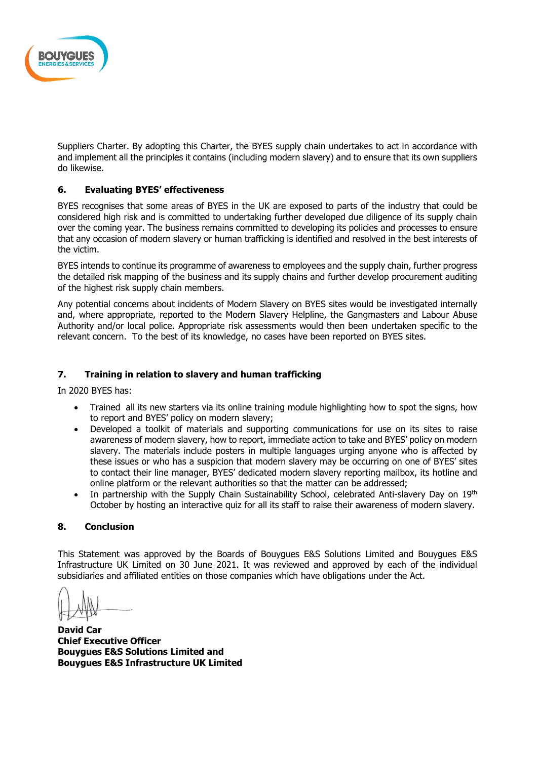Suppliers Charter. By adopting this Charter, the BYES supply chain undertakes to act in accordance with and implement all the principles it contains (including modern slavery) and to ensure that its own suppliers do likewise.

## 6. Evaluating BYES' effectiveness

BYES recognises that some areas of BYES in the UK are exposed to parts of the industry that could be considered high risk and is committed to undertaking further developed due diligence of its supply chain over the coming year. The business remains committed to developing its policies and processes to ensure that any occasion of modern slavery or human trafficking is identified and resolved in the best interests of the victim.

BYES intends to continue its programme of awareness to employees and the supply chain, further progress the detailed risk mapping of the business and its supply chains and further develop procurement auditing of the highest risk supply chain members.

Any potential concerns about incidents of Modern Slavery on BYES sites would be investigated internally and, where appropriate, reported to the Modern Slavery Helpline, the Gangmasters and Labour Abuse Authority and/or local police. Appropriate risk assessments would then been undertaken specific to the relevant concern. To the best of its knowledge, no cases have been reported on BYES sites.

## 7. Training in relation to slavery and human trafficking

In 2020 BYES has:

- Trained all its new starters via its online training module highlighting how to spot the signs, how to report and BYES' policy on modern slavery;
- Developed a toolkit of materials and supporting communications for use on its sites to raise awareness of modern slavery, how to report, immediate action to take and BYES' policy on modern slavery. The materials include posters in multiple languages urging anyone who is affected by these issues or who has a suspicion that modern slavery may be occurring on one of BYES' sites to contact their line manager, BYES' dedicated modern slavery reporting mailbox, its hotline and online platform or the relevant authorities so that the matter can be addressed;
- In partnership with the Supply Chain Sustainability School, celebrated Anti-slavery Day on 19th October by hosting an interactive quiz for all its staff to raise their awareness of modern slavery.

## 8. Conclusion

This Statement was approved by the Boards of Bouygues E&S Solutions Limited and Bouygues E&S Infrastructure UK Limited on 30 June 2021. It was reviewed and approved by each of the individual subsidiaries and affiliated entities on those companies which have obligations under the Act.

**David Car**
**Chief Executive Officer**
**Bouygues E&S Solutions Limited and**
**Bouygues E&S Infrastructure UK Limited**